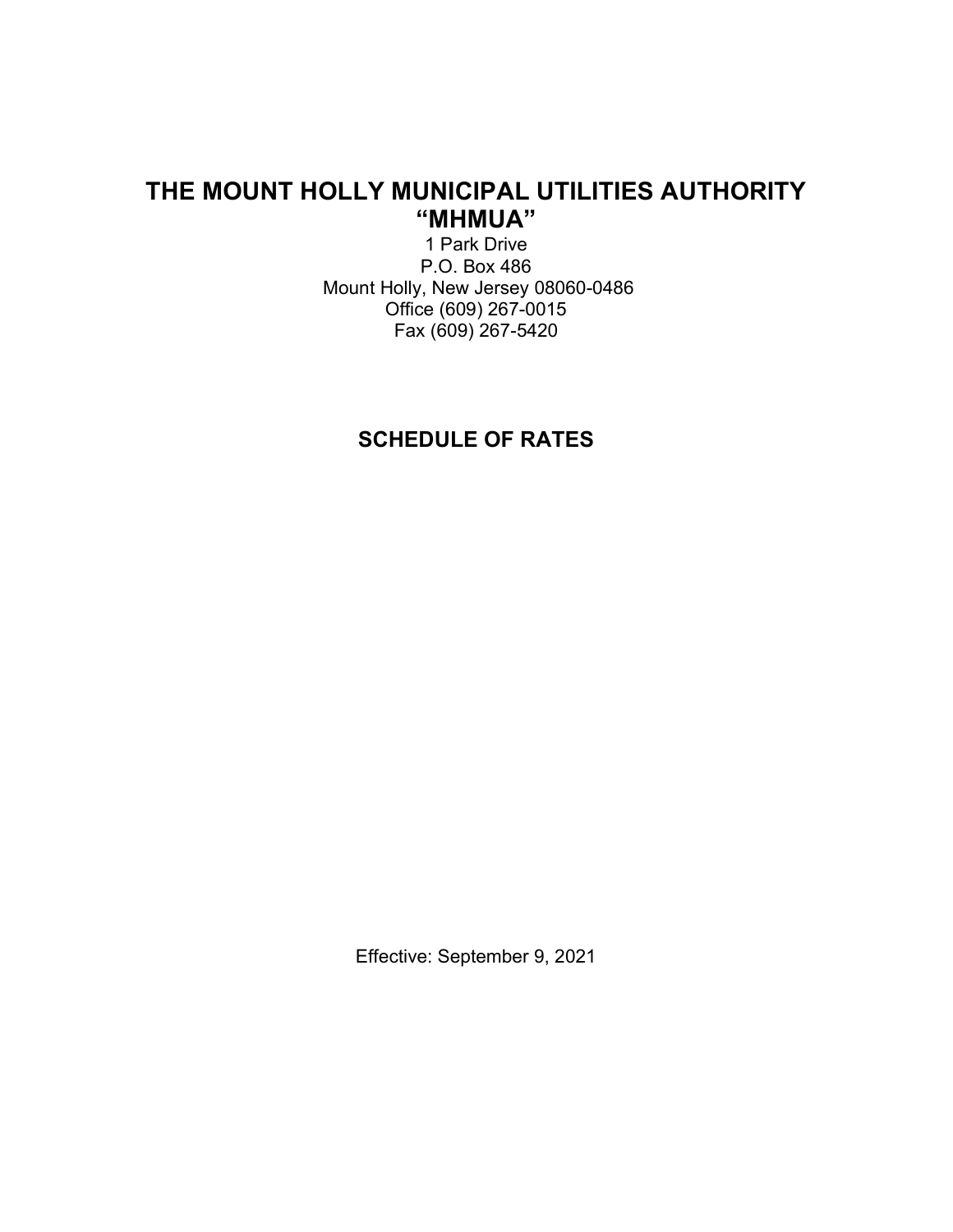# THE MOUNT HOLLY MUNICIPAL UTILITIES AUTHORITY
# "MHMUA"

1 Park Drive
P.O. Box 486
Mount Holly, New Jersey 08060-0486
Office (609) 267-0015
Fax (609) 267-5420

## SCHEDULE OF RATES

Effective: September 9, 2021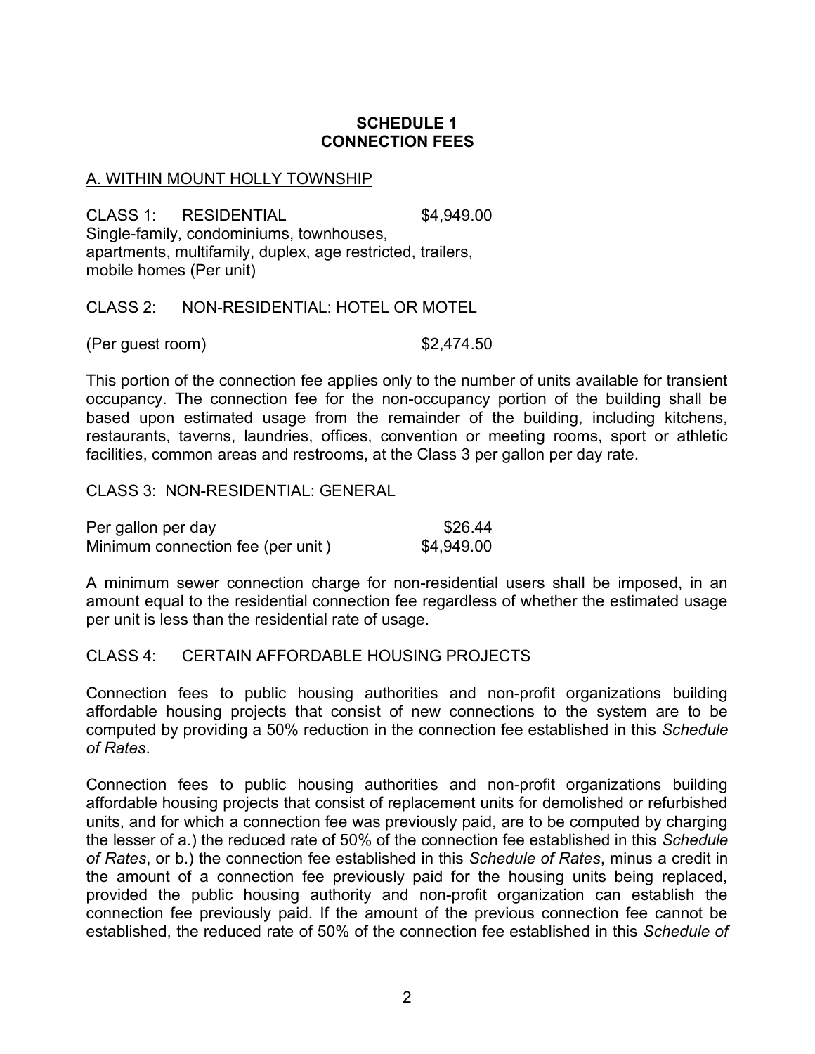## SCHEDULE 1
## CONNECTION FEES

A. WITHIN MOUNT HOLLY TOWNSHIP

CLASS 1: RESIDENTIAL $4,949.00
Single-family, condominiums, townhouses, apartments, multifamily, duplex, age restricted, trailers, mobile homes (Per unit)

CLASS 2: NON-RESIDENTIAL: HOTEL OR MOTEL

(Per guest room) $2,474.50

This portion of the connection fee applies only to the number of units available for transient occupancy. The connection fee for the non-occupancy portion of the building shall be based upon estimated usage from the remainder of the building, including kitchens, restaurants, taverns, laundries, offices, convention or meeting rooms, sport or athletic facilities, common areas and restrooms, at the Class 3 per gallon per day rate.

CLASS 3: NON-RESIDENTIAL: GENERAL

| | |
|---|---|
| Per gallon per day | $26.44 |
| Minimum connection fee (per unit ) | $4,949.00 |

A minimum sewer connection charge for non-residential users shall be imposed, in an amount equal to the residential connection fee regardless of whether the estimated usage per unit is less than the residential rate of usage.

CLASS 4: CERTAIN AFFORDABLE HOUSING PROJECTS

Connection fees to public housing authorities and non-profit organizations building affordable housing projects that consist of new connections to the system are to be computed by providing a 50% reduction in the connection fee established in this *Schedule of Rates*.

Connection fees to public housing authorities and non-profit organizations building affordable housing projects that consist of replacement units for demolished or refurbished units, and for which a connection fee was previously paid, are to be computed by charging the lesser of a.) the reduced rate of 50% of the connection fee established in this *Schedule of Rates*, or b.) the connection fee established in this *Schedule of Rates*, minus a credit in the amount of a connection fee previously paid for the housing units being replaced, provided the public housing authority and non-profit organization can establish the connection fee previously paid. If the amount of the previous connection fee cannot be established, the reduced rate of 50% of the connection fee established in this *Schedule of*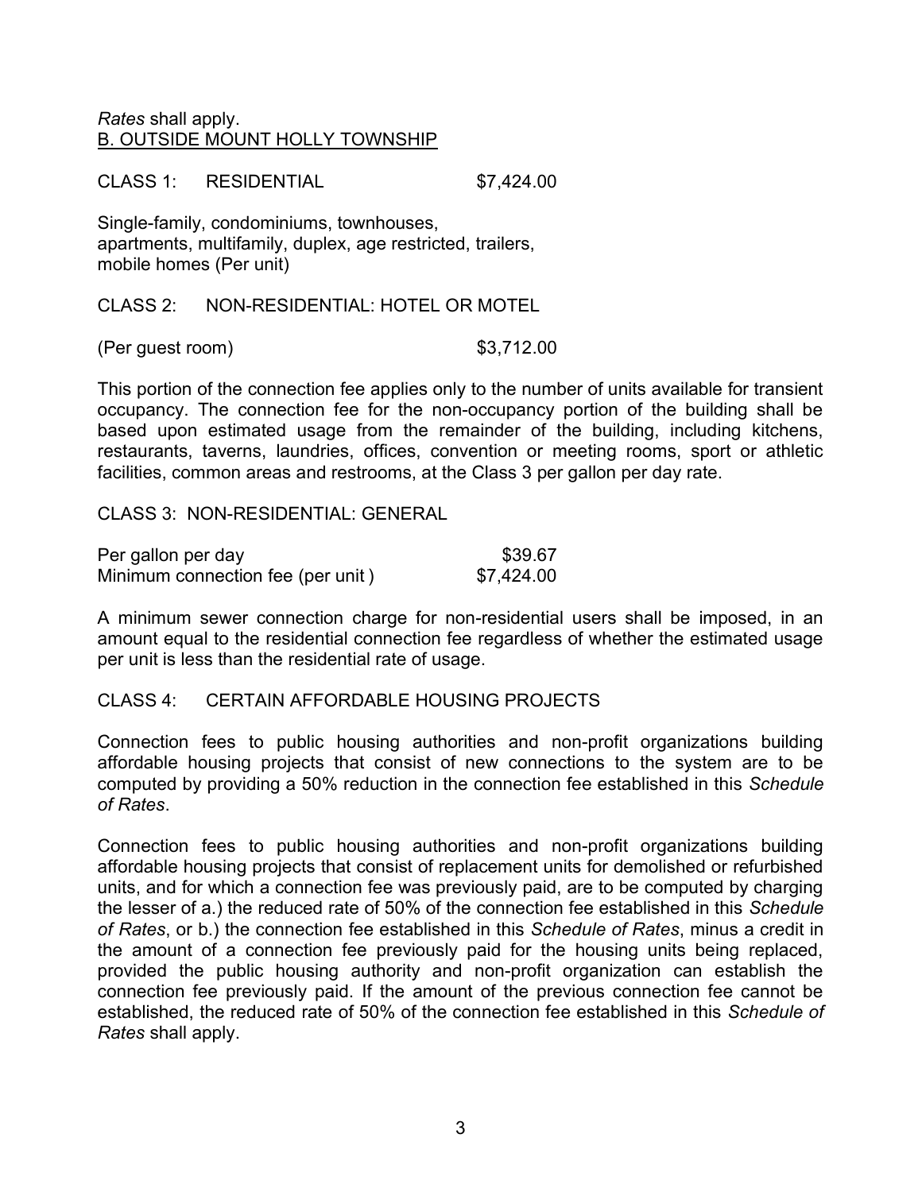*Rates* shall apply.

B. OUTSIDE MOUNT HOLLY TOWNSHIP

CLASS 1: RESIDENTIAL $7,424.00

Single-family, condominiums, townhouses, apartments, multifamily, duplex, age restricted, trailers, mobile homes (Per unit)

CLASS 2: NON-RESIDENTIAL: HOTEL OR MOTEL

(Per guest room) $3,712.00

This portion of the connection fee applies only to the number of units available for transient occupancy. The connection fee for the non-occupancy portion of the building shall be based upon estimated usage from the remainder of the building, including kitchens, restaurants, taverns, laundries, offices, convention or meeting rooms, sport or athletic facilities, common areas and restrooms, at the Class 3 per gallon per day rate.

CLASS 3: NON-RESIDENTIAL: GENERAL

| | |
|---|---|
| Per gallon per day | $39.67 |
| Minimum connection fee (per unit ) | $7,424.00 |

A minimum sewer connection charge for non-residential users shall be imposed, in an amount equal to the residential connection fee regardless of whether the estimated usage per unit is less than the residential rate of usage.

CLASS 4: CERTAIN AFFORDABLE HOUSING PROJECTS

Connection fees to public housing authorities and non-profit organizations building affordable housing projects that consist of new connections to the system are to be computed by providing a 50% reduction in the connection fee established in this *Schedule of Rates*.

Connection fees to public housing authorities and non-profit organizations building affordable housing projects that consist of replacement units for demolished or refurbished units, and for which a connection fee was previously paid, are to be computed by charging the lesser of a.) the reduced rate of 50% of the connection fee established in this *Schedule of Rates*, or b.) the connection fee established in this *Schedule of Rates*, minus a credit in the amount of a connection fee previously paid for the housing units being replaced, provided the public housing authority and non-profit organization can establish the connection fee previously paid. If the amount of the previous connection fee cannot be established, the reduced rate of 50% of the connection fee established in this *Schedule of Rates* shall apply.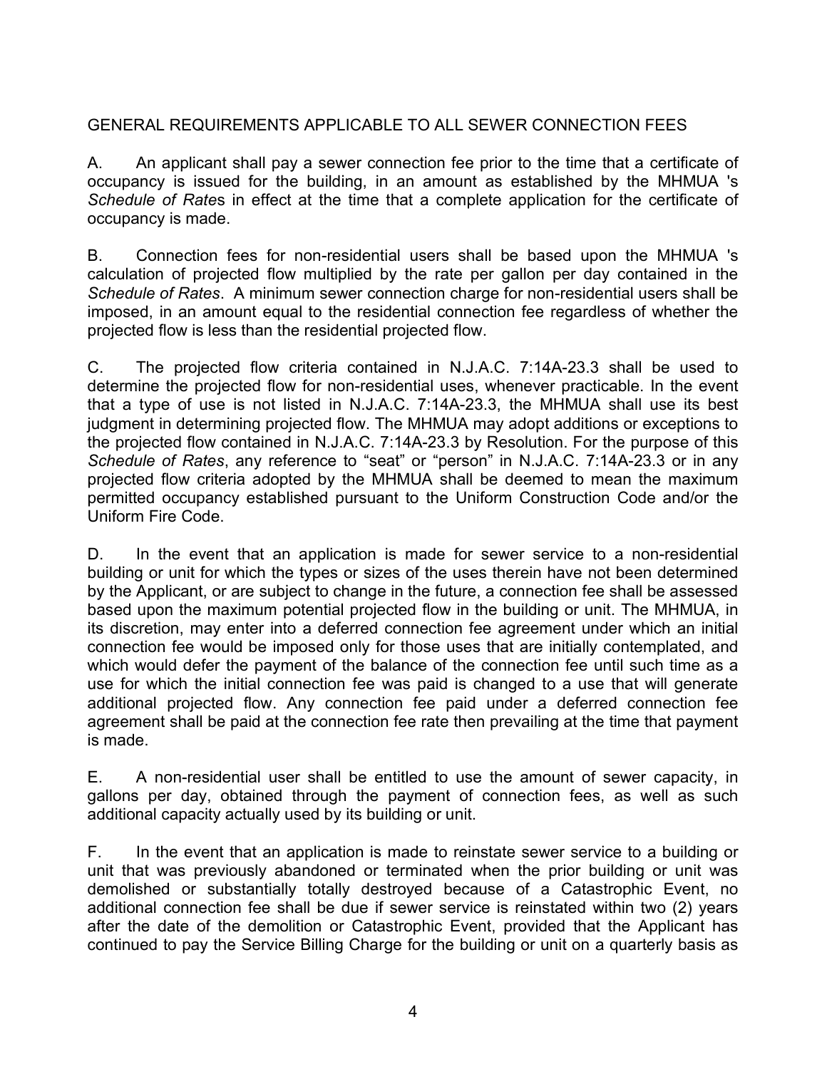## GENERAL REQUIREMENTS APPLICABLE TO ALL SEWER CONNECTION FEES

A. An applicant shall pay a sewer connection fee prior to the time that a certificate of occupancy is issued for the building, in an amount as established by the MHMUA 's *Schedule of Rates* in effect at the time that a complete application for the certificate of occupancy is made.

B. Connection fees for non-residential users shall be based upon the MHMUA 's calculation of projected flow multiplied by the rate per gallon per day contained in the *Schedule of Rates*. A minimum sewer connection charge for non-residential users shall be imposed, in an amount equal to the residential connection fee regardless of whether the projected flow is less than the residential projected flow.

C. The projected flow criteria contained in N.J.A.C. 7:14A-23.3 shall be used to determine the projected flow for non-residential uses, whenever practicable. In the event that a type of use is not listed in N.J.A.C. 7:14A-23.3, the MHMUA shall use its best judgment in determining projected flow. The MHMUA may adopt additions or exceptions to the projected flow contained in N.J.A.C. 7:14A-23.3 by Resolution. For the purpose of this *Schedule of Rates*, any reference to "seat" or "person" in N.J.A.C. 7:14A-23.3 or in any projected flow criteria adopted by the MHMUA shall be deemed to mean the maximum permitted occupancy established pursuant to the Uniform Construction Code and/or the Uniform Fire Code.

D. In the event that an application is made for sewer service to a non-residential building or unit for which the types or sizes of the uses therein have not been determined by the Applicant, or are subject to change in the future, a connection fee shall be assessed based upon the maximum potential projected flow in the building or unit. The MHMUA, in its discretion, may enter into a deferred connection fee agreement under which an initial connection fee would be imposed only for those uses that are initially contemplated, and which would defer the payment of the balance of the connection fee until such time as a use for which the initial connection fee was paid is changed to a use that will generate additional projected flow. Any connection fee paid under a deferred connection fee agreement shall be paid at the connection fee rate then prevailing at the time that payment is made.

E. A non-residential user shall be entitled to use the amount of sewer capacity, in gallons per day, obtained through the payment of connection fees, as well as such additional capacity actually used by its building or unit.

F. In the event that an application is made to reinstate sewer service to a building or unit that was previously abandoned or terminated when the prior building or unit was demolished or substantially totally destroyed because of a Catastrophic Event, no additional connection fee shall be due if sewer service is reinstated within two (2) years after the date of the demolition or Catastrophic Event, provided that the Applicant has continued to pay the Service Billing Charge for the building or unit on a quarterly basis as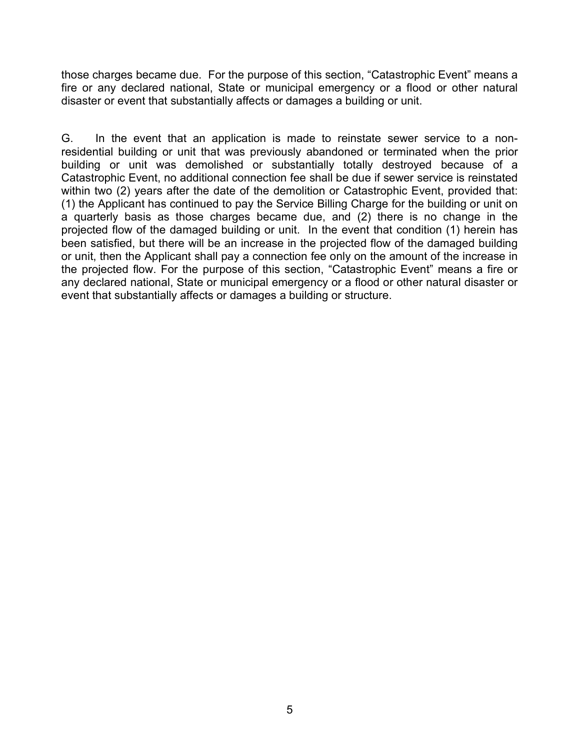those charges became due. For the purpose of this section, “Catastrophic Event” means a fire or any declared national, State or municipal emergency or a flood or other natural disaster or event that substantially affects or damages a building or unit.

G. In the event that an application is made to reinstate sewer service to a non-residential building or unit that was previously abandoned or terminated when the prior building or unit was demolished or substantially totally destroyed because of a Catastrophic Event, no additional connection fee shall be due if sewer service is reinstated within two (2) years after the date of the demolition or Catastrophic Event, provided that: (1) the Applicant has continued to pay the Service Billing Charge for the building or unit on a quarterly basis as those charges became due, and (2) there is no change in the projected flow of the damaged building or unit. In the event that condition (1) herein has been satisfied, but there will be an increase in the projected flow of the damaged building or unit, then the Applicant shall pay a connection fee only on the amount of the increase in the projected flow. For the purpose of this section, “Catastrophic Event” means a fire or any declared national, State or municipal emergency or a flood or other natural disaster or event that substantially affects or damages a building or structure.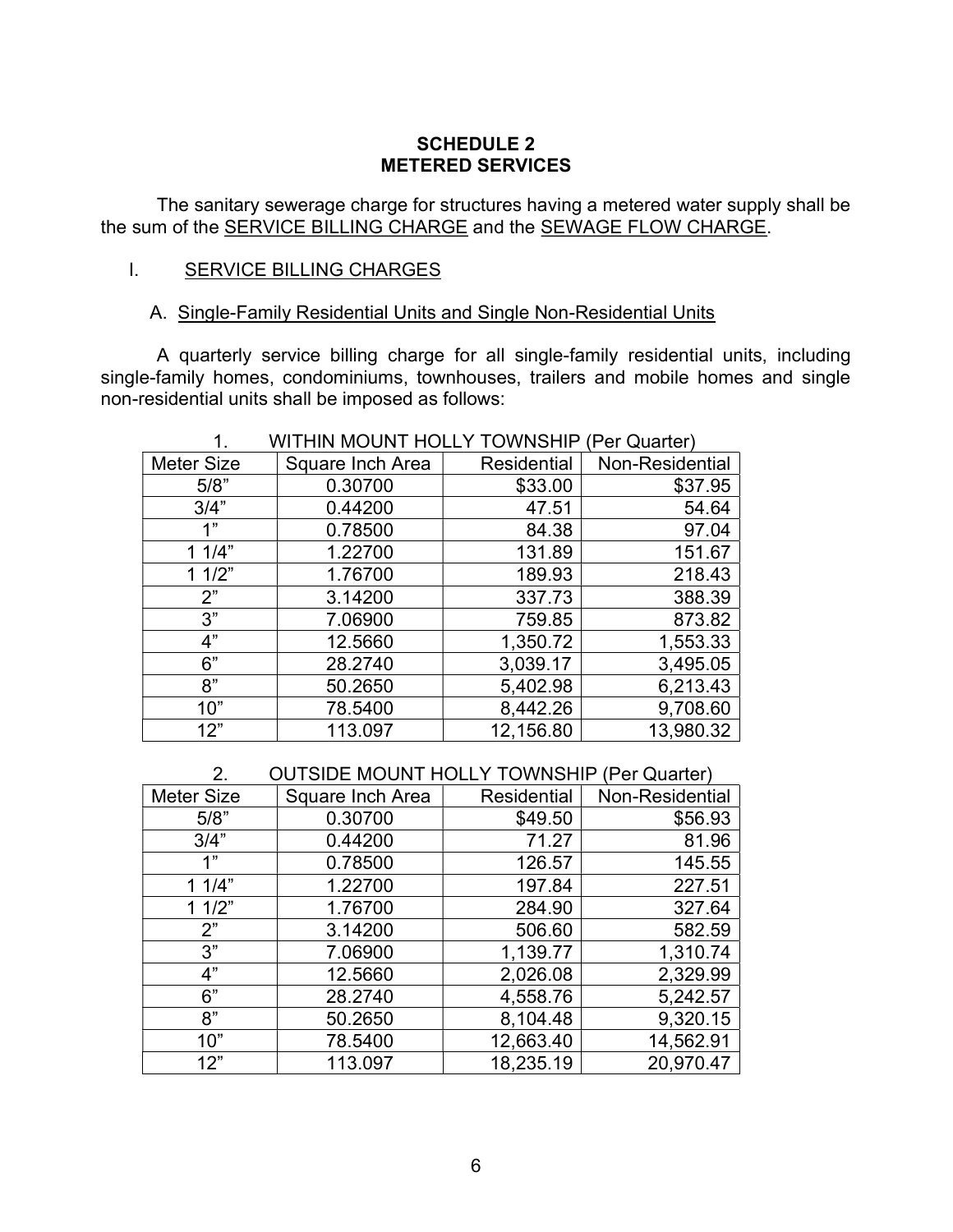## SCHEDULE 2
## METERED SERVICES

The sanitary sewerage charge for structures having a metered water supply shall be the sum of the SERVICE BILLING CHARGE and the SEWAGE FLOW CHARGE.

### I. SERVICE BILLING CHARGES

#### A. Single-Family Residential Units and Single Non-Residential Units

A quarterly service billing charge for all single-family residential units, including single-family homes, condominiums, townhouses, trailers and mobile homes and single non-residential units shall be imposed as follows:

1. WITHIN MOUNT HOLLY TOWNSHIP (Per Quarter)

| Meter Size | Square Inch Area | Residential | Non-Residential |
|---|---|---|---|
| 5/8" | 0.30700 | $33.00 | $37.95 |
| 3/4" | 0.44200 | 47.51 | 54.64 |
| 1" | 0.78500 | 84.38 | 97.04 |
| 1 1/4" | 1.22700 | 131.89 | 151.67 |
| 1 1/2" | 1.76700 | 189.93 | 218.43 |
| 2" | 3.14200 | 337.73 | 388.39 |
| 3" | 7.06900 | 759.85 | 873.82 |
| 4" | 12.5660 | 1,350.72 | 1,553.33 |
| 6" | 28.2740 | 3,039.17 | 3,495.05 |
| 8" | 50.2650 | 5,402.98 | 6,213.43 |
| 10" | 78.5400 | 8,442.26 | 9,708.60 |
| 12" | 113.097 | 12,156.80 | 13,980.32 |

2. OUTSIDE MOUNT HOLLY TOWNSHIP (Per Quarter)

| Meter Size | Square Inch Area | Residential | Non-Residential |
|---|---|---|---|
| 5/8" | 0.30700 | $49.50 | $56.93 |
| 3/4" | 0.44200 | 71.27 | 81.96 |
| 1" | 0.78500 | 126.57 | 145.55 |
| 1 1/4" | 1.22700 | 197.84 | 227.51 |
| 1 1/2" | 1.76700 | 284.90 | 327.64 |
| 2" | 3.14200 | 506.60 | 582.59 |
| 3" | 7.06900 | 1,139.77 | 1,310.74 |
| 4" | 12.5660 | 2,026.08 | 2,329.99 |
| 6" | 28.2740 | 4,558.76 | 5,242.57 |
| 8" | 50.2650 | 8,104.48 | 9,320.15 |
| 10" | 78.5400 | 12,663.40 | 14,562.91 |
| 12" | 113.097 | 18,235.19 | 20,970.47 |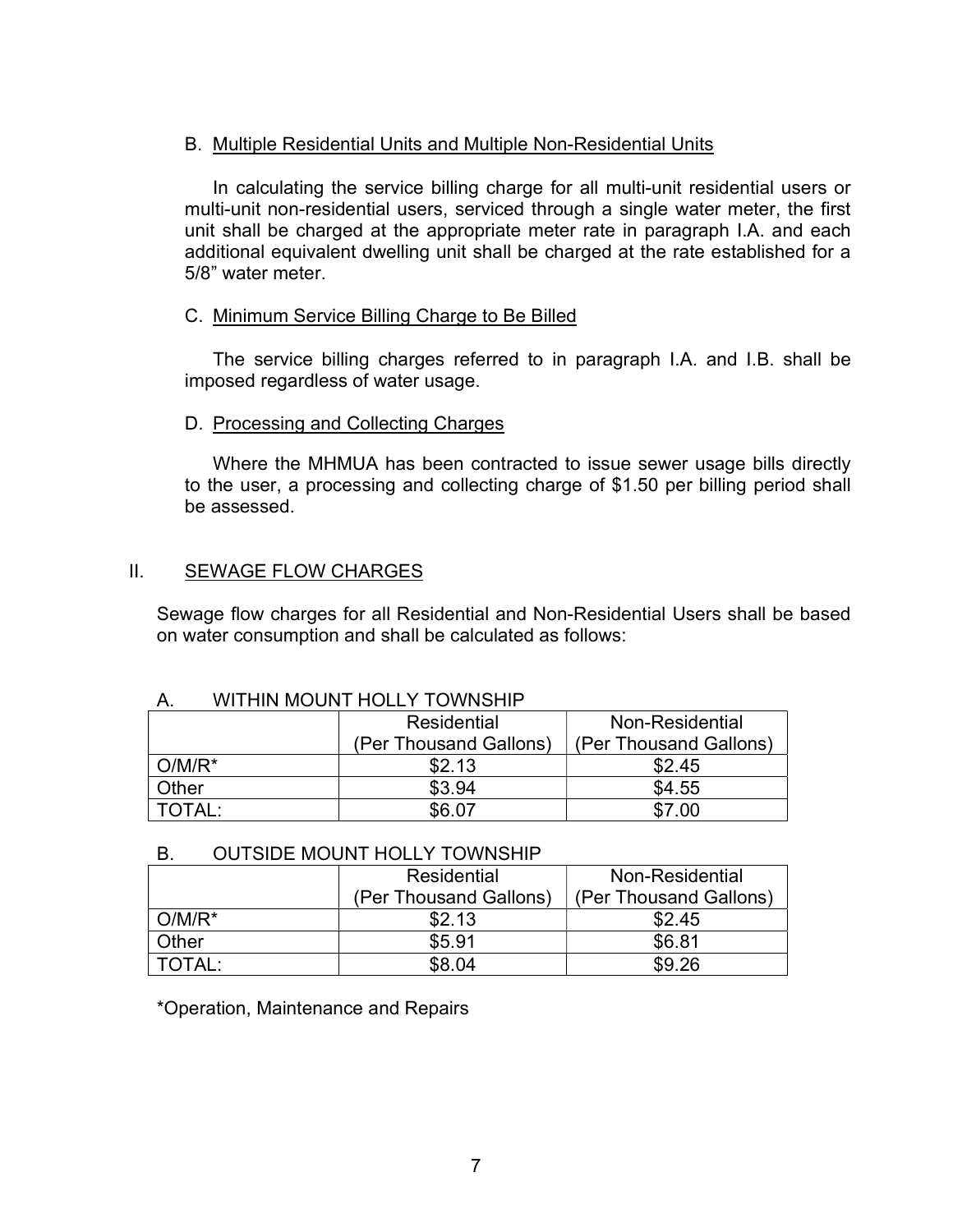B. Multiple Residential Units and Multiple Non-Residential Units

In calculating the service billing charge for all multi-unit residential users or multi-unit non-residential users, serviced through a single water meter, the first unit shall be charged at the appropriate meter rate in paragraph I.A. and each additional equivalent dwelling unit shall be charged at the rate established for a 5/8" water meter.

C. Minimum Service Billing Charge to Be Billed

The service billing charges referred to in paragraph I.A. and I.B. shall be imposed regardless of water usage.

D. Processing and Collecting Charges

Where the MHMUA has been contracted to issue sewer usage bills directly to the user, a processing and collecting charge of $1.50 per billing period shall be assessed.

## II. SEWAGE FLOW CHARGES

Sewage flow charges for all Residential and Non-Residential Users shall be based on water consumption and shall be calculated as follows:

A. WITHIN MOUNT HOLLY TOWNSHIP

| | Residential (Per Thousand Gallons) | Non-Residential (Per Thousand Gallons) |
|---|---|---|
| O/M/R* | $2.13 | $2.45 |
| Other | $3.94 | $4.55 |
| TOTAL: | $6.07 | $7.00 |

B. OUTSIDE MOUNT HOLLY TOWNSHIP

| | Residential (Per Thousand Gallons) | Non-Residential (Per Thousand Gallons) |
|---|---|---|
| O/M/R* | $2.13 | $2.45 |
| Other | $5.91 | $6.81 |
| TOTAL: | $8.04 | $9.26 |

*Operation, Maintenance and Repairs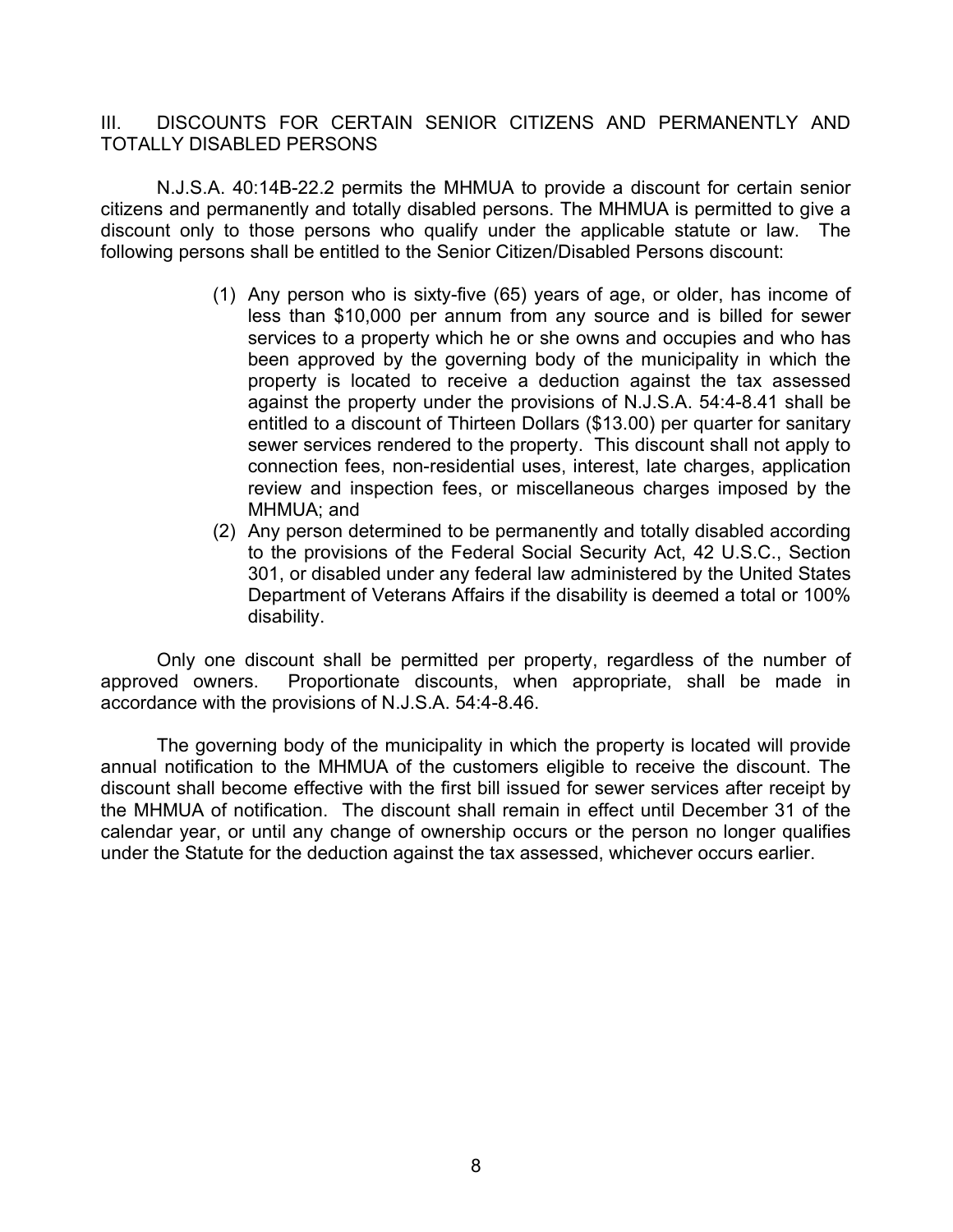## III. DISCOUNTS FOR CERTAIN SENIOR CITIZENS AND PERMANENTLY AND TOTALLY DISABLED PERSONS

N.J.S.A. 40:14B-22.2 permits the MHMUA to provide a discount for certain senior citizens and permanently and totally disabled persons. The MHMUA is permitted to give a discount only to those persons who qualify under the applicable statute or law. The following persons shall be entitled to the Senior Citizen/Disabled Persons discount:

(1) Any person who is sixty-five (65) years of age, or older, has income of less than $10,000 per annum from any source and is billed for sewer services to a property which he or she owns and occupies and who has been approved by the governing body of the municipality in which the property is located to receive a deduction against the tax assessed against the property under the provisions of N.J.S.A. 54:4-8.41 shall be entitled to a discount of Thirteen Dollars ($13.00) per quarter for sanitary sewer services rendered to the property. This discount shall not apply to connection fees, non-residential uses, interest, late charges, application review and inspection fees, or miscellaneous charges imposed by the MHMUA; and

(2) Any person determined to be permanently and totally disabled according to the provisions of the Federal Social Security Act, 42 U.S.C., Section 301, or disabled under any federal law administered by the United States Department of Veterans Affairs if the disability is deemed a total or 100% disability.

Only one discount shall be permitted per property, regardless of the number of approved owners. Proportionate discounts, when appropriate, shall be made in accordance with the provisions of N.J.S.A. 54:4-8.46.

The governing body of the municipality in which the property is located will provide annual notification to the MHMUA of the customers eligible to receive the discount. The discount shall become effective with the first bill issued for sewer services after receipt by the MHMUA of notification. The discount shall remain in effect until December 31 of the calendar year, or until any change of ownership occurs or the person no longer qualifies under the Statute for the deduction against the tax assessed, whichever occurs earlier.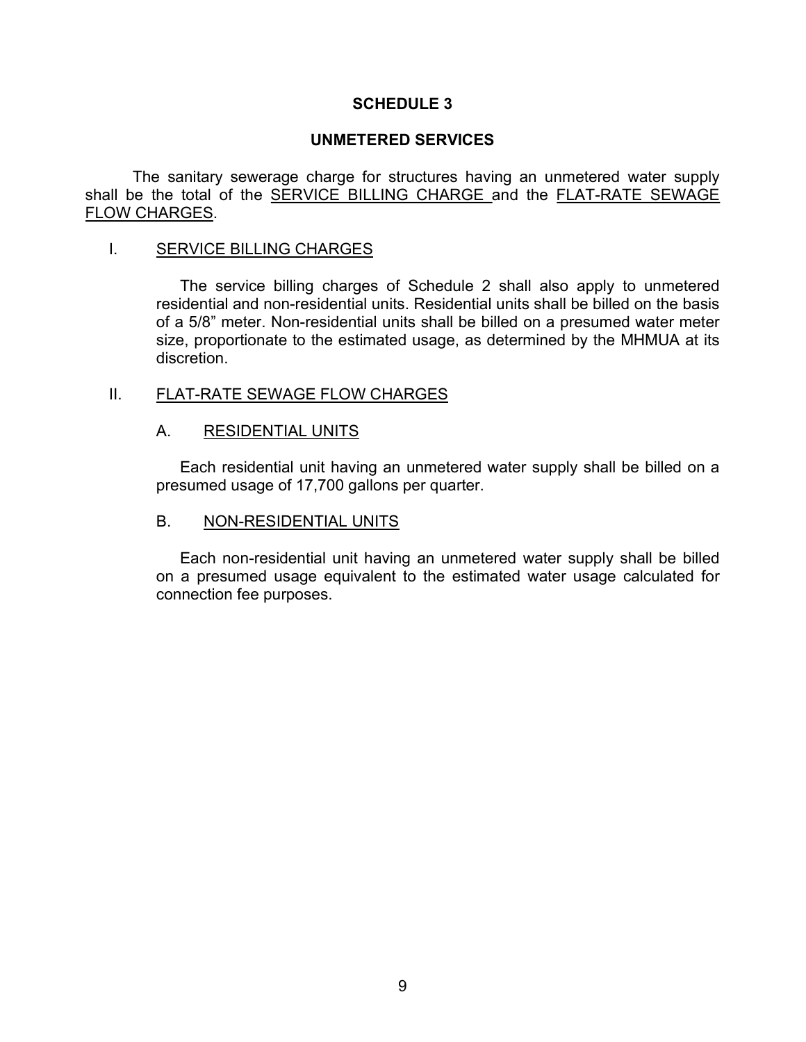# SCHEDULE 3

## UNMETERED SERVICES

The sanitary sewerage charge for structures having an unmetered water supply shall be the total of the SERVICE BILLING CHARGE and the FLAT-RATE SEWAGE FLOW CHARGES.

### I. SERVICE BILLING CHARGES

The service billing charges of Schedule 2 shall also apply to unmetered residential and non-residential units. Residential units shall be billed on the basis of a 5/8" meter. Non-residential units shall be billed on a presumed water meter size, proportionate to the estimated usage, as determined by the MHMUA at its discretion.

### II. FLAT-RATE SEWAGE FLOW CHARGES

#### A. RESIDENTIAL UNITS

Each residential unit having an unmetered water supply shall be billed on a presumed usage of 17,700 gallons per quarter.

#### B. NON-RESIDENTIAL UNITS

Each non-residential unit having an unmetered water supply shall be billed on a presumed usage equivalent to the estimated water usage calculated for connection fee purposes.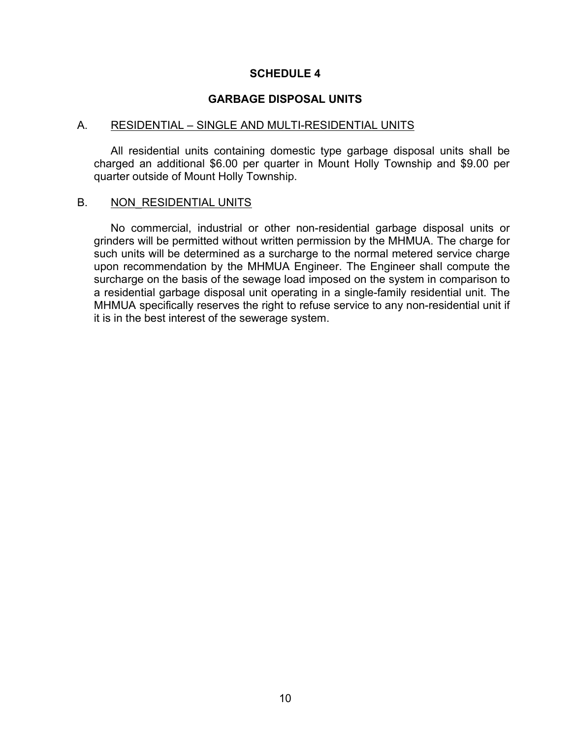# SCHEDULE 4

## GARBAGE DISPOSAL UNITS

### A. RESIDENTIAL – SINGLE AND MULTI-RESIDENTIAL UNITS

All residential units containing domestic type garbage disposal units shall be charged an additional $6.00 per quarter in Mount Holly Township and $9.00 per quarter outside of Mount Holly Township.

### B. NON_RESIDENTIAL UNITS

No commercial, industrial or other non-residential garbage disposal units or grinders will be permitted without written permission by the MHMUA. The charge for such units will be determined as a surcharge to the normal metered service charge upon recommendation by the MHMUA Engineer. The Engineer shall compute the surcharge on the basis of the sewage load imposed on the system in comparison to a residential garbage disposal unit operating in a single-family residential unit. The MHMUA specifically reserves the right to refuse service to any non-residential unit if it is in the best interest of the sewerage system.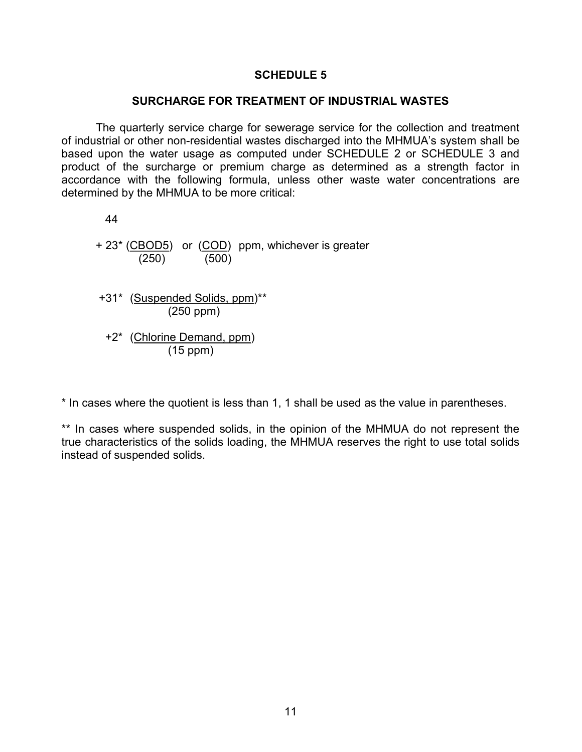## SCHEDULE 5

### SURCHARGE FOR TREATMENT OF INDUSTRIAL WASTES

The quarterly service charge for sewerage service for the collection and treatment of industrial or other non-residential wastes discharged into the MHMUA's system shall be based upon the water usage as computed under SCHEDULE 2 or SCHEDULE 3 and product of the surcharge or premium charge as determined as a strength factor in accordance with the following formula, unless other waste water concentrations are determined by the MHMUA to be more critical:

$$44$$

$$+\ 23^{*}\left(\frac{\text{CBOD5}}{250}\right) \text{ or } \left(\frac{\text{COD}}{500}\right) \text{ ppm, whichever is greater}$$

$$+\ 31^{*}\left(\frac{\text{Suspended Solids, ppm}}{250 \text{ ppm}}\right)^{**}$$

$$+\ 2^{*}\left(\frac{\text{Chlorine Demand, ppm}}{15 \text{ ppm}}\right)$$

* In cases where the quotient is less than 1, 1 shall be used as the value in parentheses.

** In cases where suspended solids, in the opinion of the MHMUA do not represent the true characteristics of the solids loading, the MHMUA reserves the right to use total solids instead of suspended solids.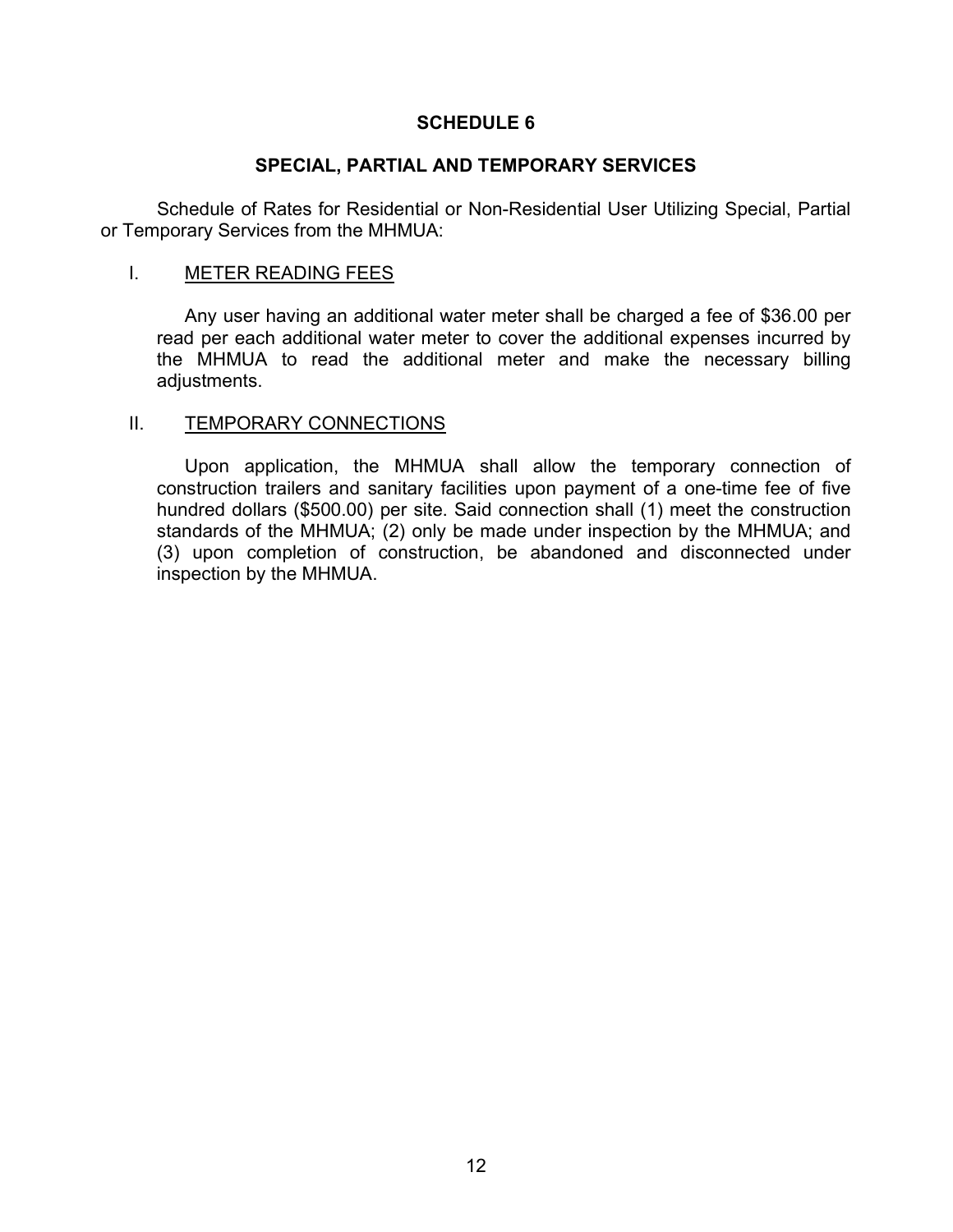## SCHEDULE 6

## SPECIAL, PARTIAL AND TEMPORARY SERVICES

Schedule of Rates for Residential or Non-Residential User Utilizing Special, Partial or Temporary Services from the MHMUA:

I. <u>METER READING FEES</u>

Any user having an additional water meter shall be charged a fee of $36.00 per read per each additional water meter to cover the additional expenses incurred by the MHMUA to read the additional meter and make the necessary billing adjustments.

II. <u>TEMPORARY CONNECTIONS</u>

Upon application, the MHMUA shall allow the temporary connection of construction trailers and sanitary facilities upon payment of a one-time fee of five hundred dollars ($500.00) per site. Said connection shall (1) meet the construction standards of the MHMUA; (2) only be made under inspection by the MHMUA; and (3) upon completion of construction, be abandoned and disconnected under inspection by the MHMUA.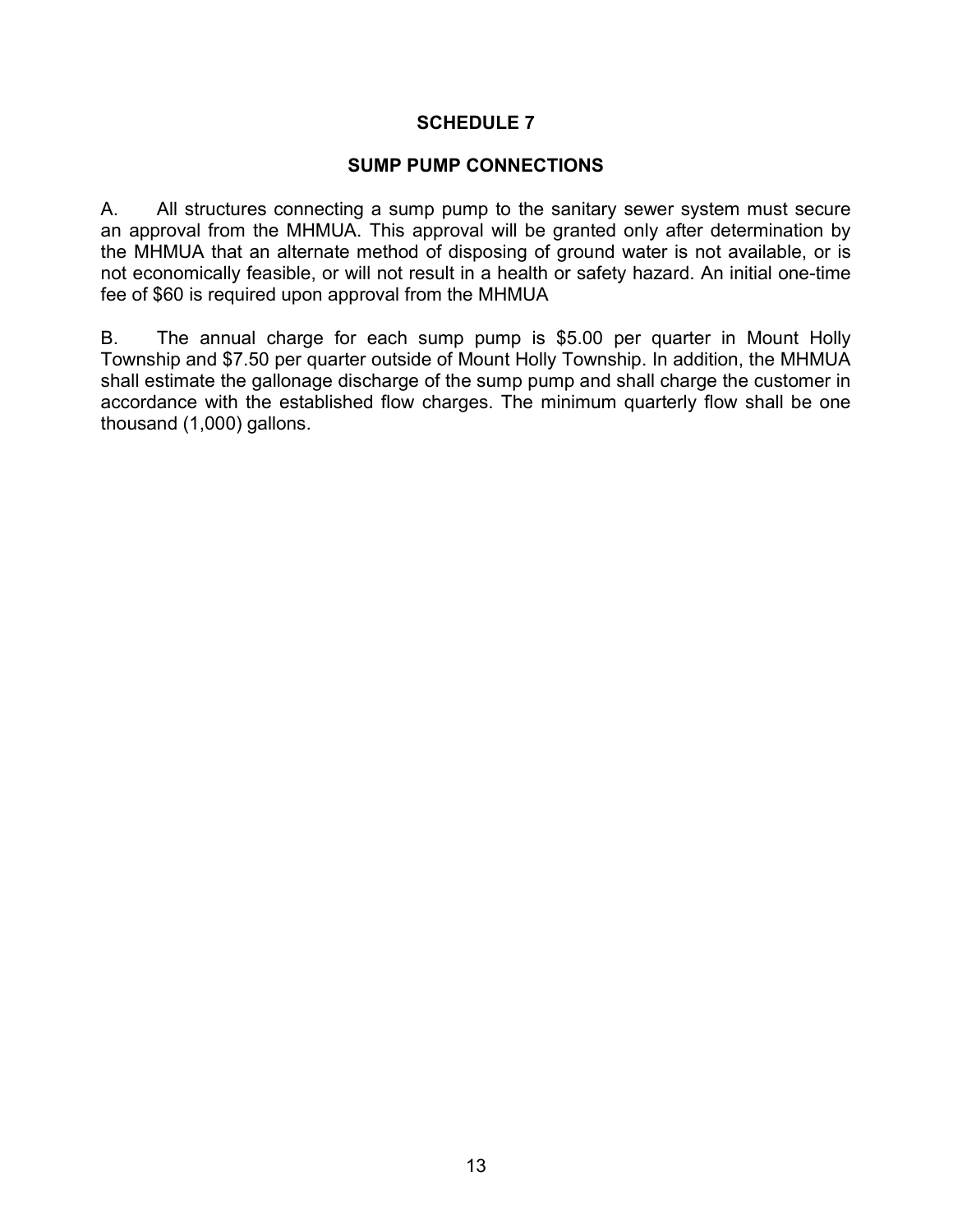# SCHEDULE 7

## SUMP PUMP CONNECTIONS

A. All structures connecting a sump pump to the sanitary sewer system must secure an approval from the MHMUA. This approval will be granted only after determination by the MHMUA that an alternate method of disposing of ground water is not available, or is not economically feasible, or will not result in a health or safety hazard. An initial one-time fee of $60 is required upon approval from the MHMUA

B. The annual charge for each sump pump is $5.00 per quarter in Mount Holly Township and $7.50 per quarter outside of Mount Holly Township. In addition, the MHMUA shall estimate the gallonage discharge of the sump pump and shall charge the customer in accordance with the established flow charges. The minimum quarterly flow shall be one thousand (1,000) gallons.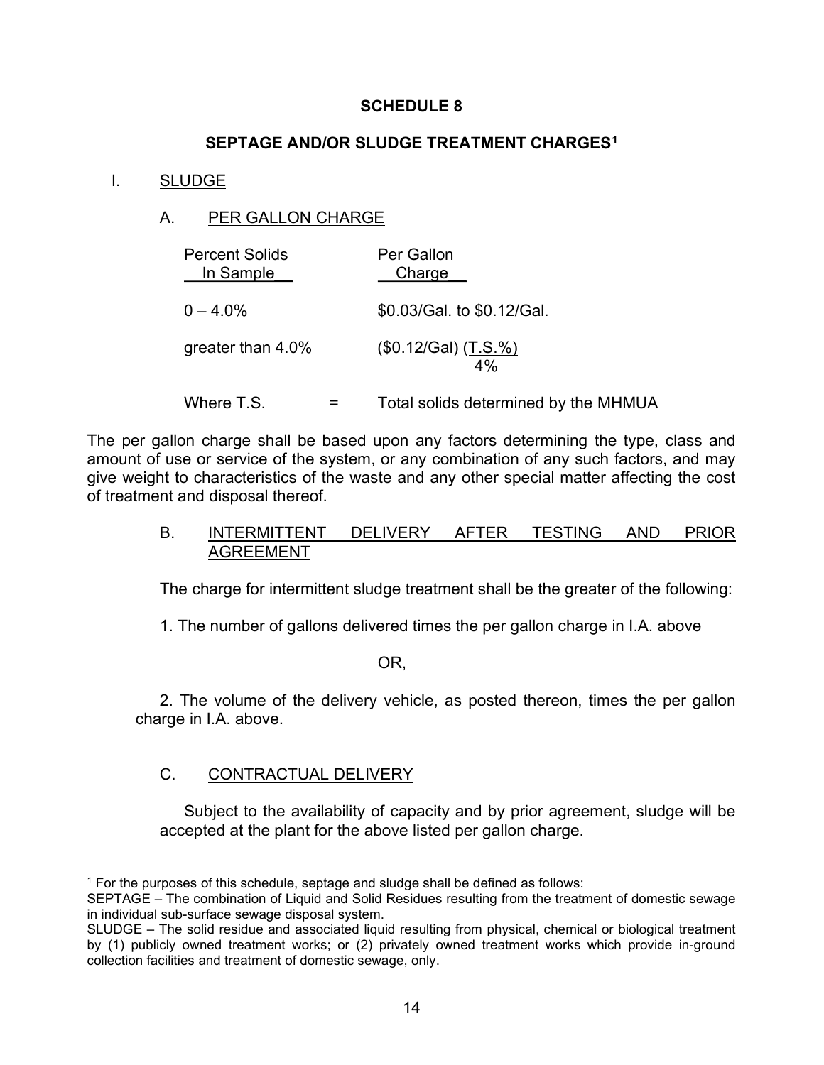# SCHEDULE 8

## SEPTAGE AND/OR SLUDGE TREATMENT CHARGES[1]

I. SLUDGE

A. PER GALLON CHARGE

| Percent Solids In Sample | Per Gallon Charge |
|---|---|
| 0 – 4.0% | \$0.03/Gal. to \$0.12/Gal. |
| greater than 4.0% | $(\$0.12/\text{Gal})\left(\frac{\text{T.S.\%}}{4\%}\right)$ |

Where T.S. = Total solids determined by the MHMUA

The per gallon charge shall be based upon any factors determining the type, class and amount of use or service of the system, or any combination of any such factors, and may give weight to characteristics of the waste and any other special matter affecting the cost of treatment and disposal thereof.

B. INTERMITTENT DELIVERY AFTER TESTING AND PRIOR AGREEMENT

The charge for intermittent sludge treatment shall be the greater of the following:

1. The number of gallons delivered times the per gallon charge in I.A. above

OR,

2. The volume of the delivery vehicle, as posted thereon, times the per gallon charge in I.A. above.

C. CONTRACTUAL DELIVERY

Subject to the availability of capacity and by prior agreement, sludge will be accepted at the plant for the above listed per gallon charge.

---

[1] For the purposes of this schedule, septage and sludge shall be defined as follows:
SEPTAGE – The combination of Liquid and Solid Residues resulting from the treatment of domestic sewage in individual sub-surface sewage disposal system.
SLUDGE – The solid residue and associated liquid resulting from physical, chemical or biological treatment by (1) publicly owned treatment works; or (2) privately owned treatment works which provide in-ground collection facilities and treatment of domestic sewage, only.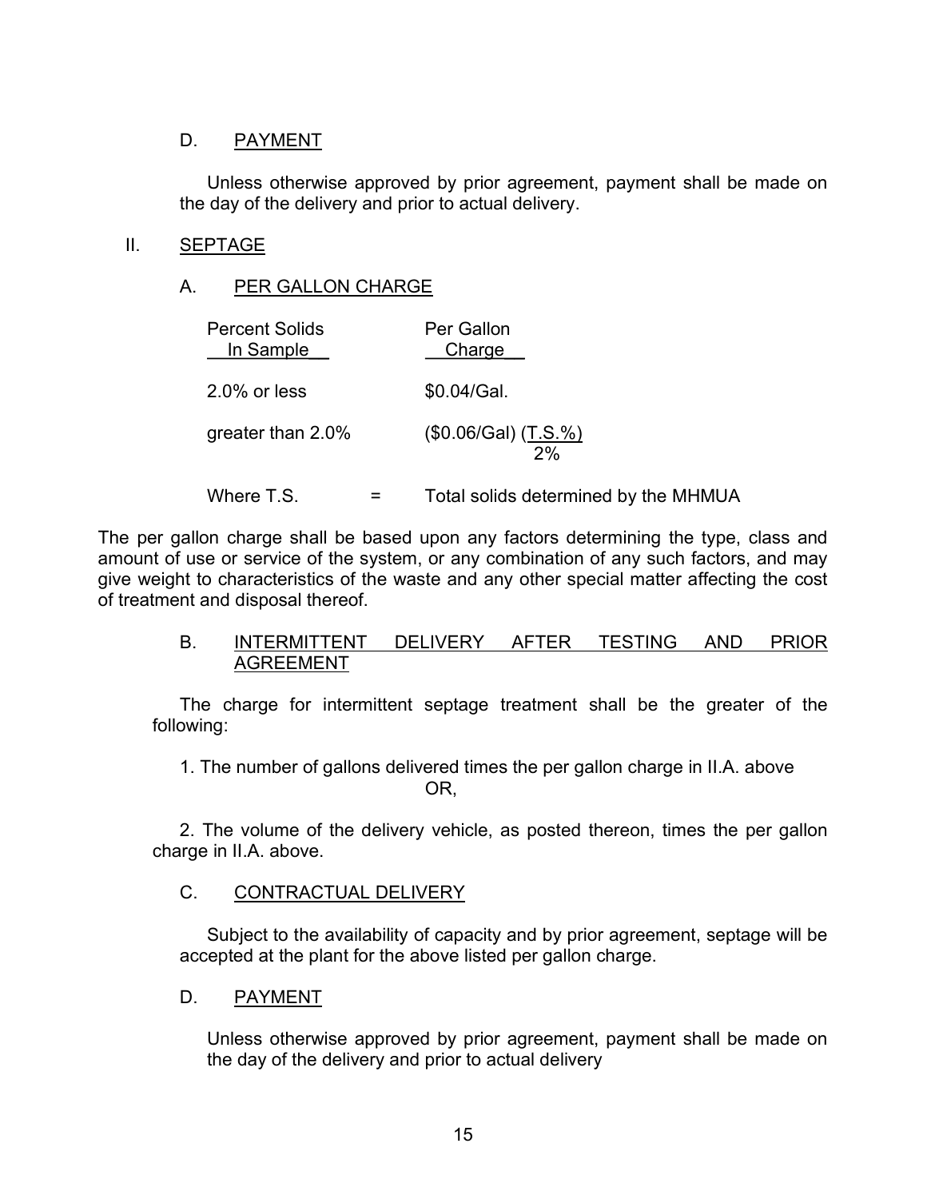### D. PAYMENT

Unless otherwise approved by prior agreement, payment shall be made on the day of the delivery and prior to actual delivery.

## II. SEPTAGE

### A. PER GALLON CHARGE

| Percent Solids In Sample | Per Gallon Charge |
|---|---|
| 2.0% or less | \$0.04/Gal. |
| greater than 2.0% | $(\$0.06/\text{Gal})\left(\frac{\text{T.S.\%}}{2\%}\right)$ |

Where T.S. = Total solids determined by the MHMUA

The per gallon charge shall be based upon any factors determining the type, class and amount of use or service of the system, or any combination of any such factors, and may give weight to characteristics of the waste and any other special matter affecting the cost of treatment and disposal thereof.

### B. INTERMITTENT DELIVERY AFTER TESTING AND PRIOR AGREEMENT

The charge for intermittent septage treatment shall be the greater of the following:

1. The number of gallons delivered times the per gallon charge in II.A. above

OR,

2. The volume of the delivery vehicle, as posted thereon, times the per gallon charge in II.A. above.

### C. CONTRACTUAL DELIVERY

Subject to the availability of capacity and by prior agreement, septage will be accepted at the plant for the above listed per gallon charge.

### D. PAYMENT

Unless otherwise approved by prior agreement, payment shall be made on the day of the delivery and prior to actual delivery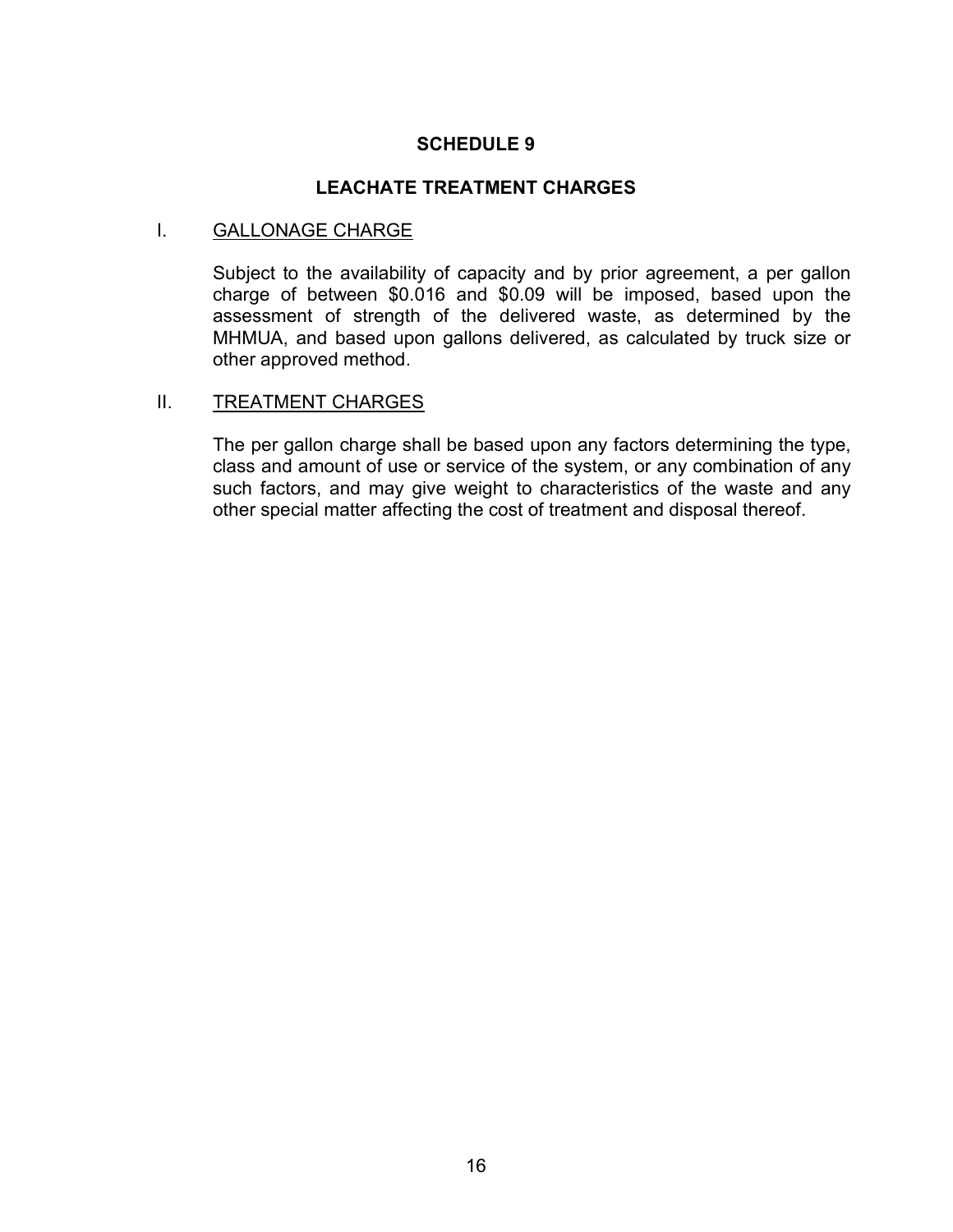# SCHEDULE 9

## LEACHATE TREATMENT CHARGES

### I. GALLONAGE CHARGE

Subject to the availability of capacity and by prior agreement, a per gallon charge of between \$0.016 and \$0.09 will be imposed, based upon the assessment of strength of the delivered waste, as determined by the MHMUA, and based upon gallons delivered, as calculated by truck size or other approved method.

### II. TREATMENT CHARGES

The per gallon charge shall be based upon any factors determining the type, class and amount of use or service of the system, or any combination of any such factors, and may give weight to characteristics of the waste and any other special matter affecting the cost of treatment and disposal thereof.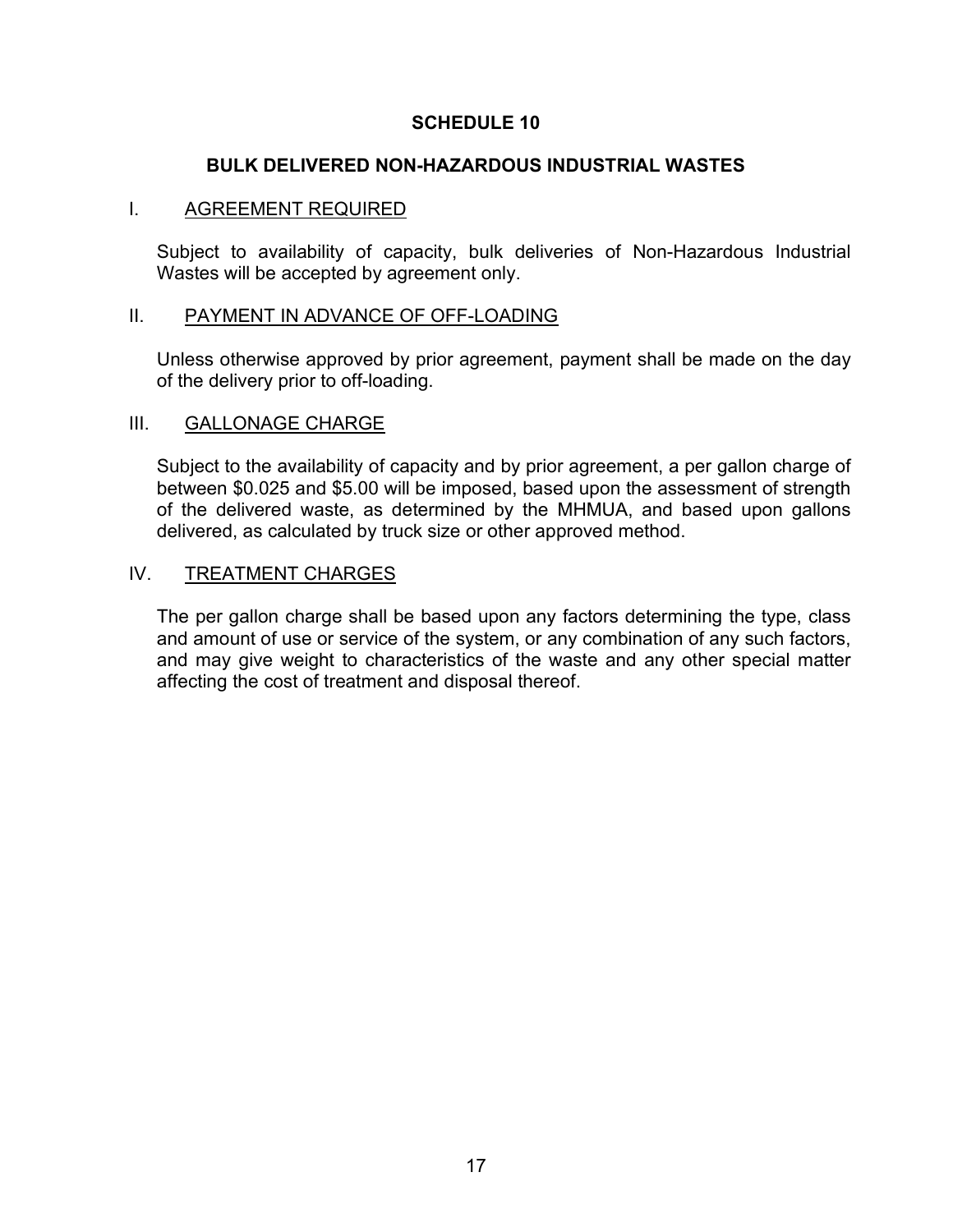# SCHEDULE 10

## BULK DELIVERED NON-HAZARDOUS INDUSTRIAL WASTES

### I. AGREEMENT REQUIRED

Subject to availability of capacity, bulk deliveries of Non-Hazardous Industrial Wastes will be accepted by agreement only.

### II. PAYMENT IN ADVANCE OF OFF-LOADING

Unless otherwise approved by prior agreement, payment shall be made on the day of the delivery prior to off-loading.

### III. GALLONAGE CHARGE

Subject to the availability of capacity and by prior agreement, a per gallon charge of between $0.025 and $5.00 will be imposed, based upon the assessment of strength of the delivered waste, as determined by the MHMUA, and based upon gallons delivered, as calculated by truck size or other approved method.

### IV. TREATMENT CHARGES

The per gallon charge shall be based upon any factors determining the type, class and amount of use or service of the system, or any combination of any such factors, and may give weight to characteristics of the waste and any other special matter affecting the cost of treatment and disposal thereof.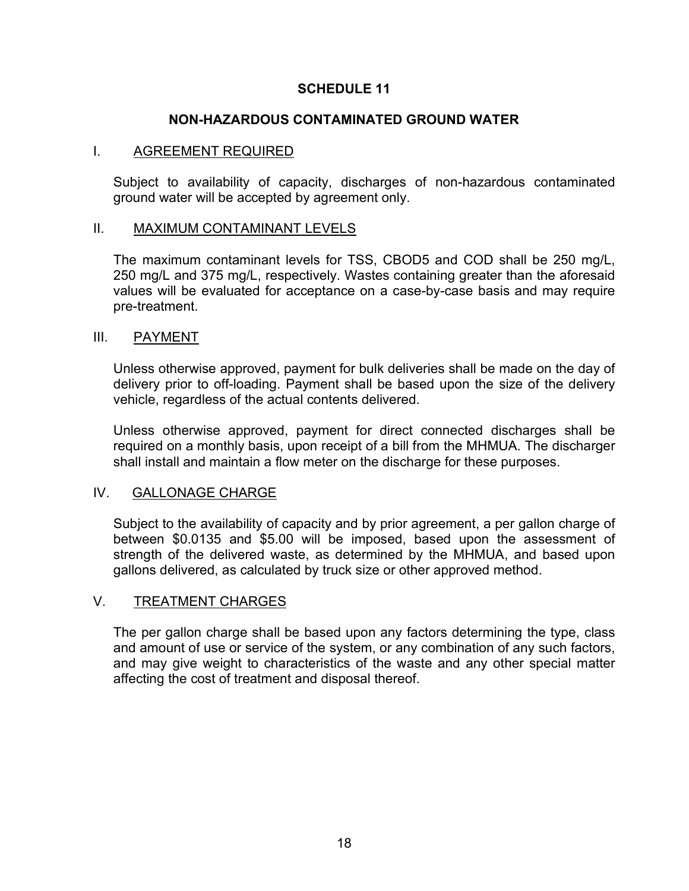# SCHEDULE 11

## NON-HAZARDOUS CONTAMINATED GROUND WATER

### I. AGREEMENT REQUIRED

Subject to availability of capacity, discharges of non-hazardous contaminated ground water will be accepted by agreement only.

### II. MAXIMUM CONTAMINANT LEVELS

The maximum contaminant levels for TSS, CBOD5 and COD shall be 250 mg/L, 250 mg/L and 375 mg/L, respectively. Wastes containing greater than the aforesaid values will be evaluated for acceptance on a case-by-case basis and may require pre-treatment.

### III. PAYMENT

Unless otherwise approved, payment for bulk deliveries shall be made on the day of delivery prior to off-loading. Payment shall be based upon the size of the delivery vehicle, regardless of the actual contents delivered.

Unless otherwise approved, payment for direct connected discharges shall be required on a monthly basis, upon receipt of a bill from the MHMUA. The discharger shall install and maintain a flow meter on the discharge for these purposes.

### IV. GALLONAGE CHARGE

Subject to the availability of capacity and by prior agreement, a per gallon charge of between $0.0135 and $5.00 will be imposed, based upon the assessment of strength of the delivered waste, as determined by the MHMUA, and based upon gallons delivered, as calculated by truck size or other approved method.

### V. TREATMENT CHARGES

The per gallon charge shall be based upon any factors determining the type, class and amount of use or service of the system, or any combination of any such factors, and may give weight to characteristics of the waste and any other special matter affecting the cost of treatment and disposal thereof.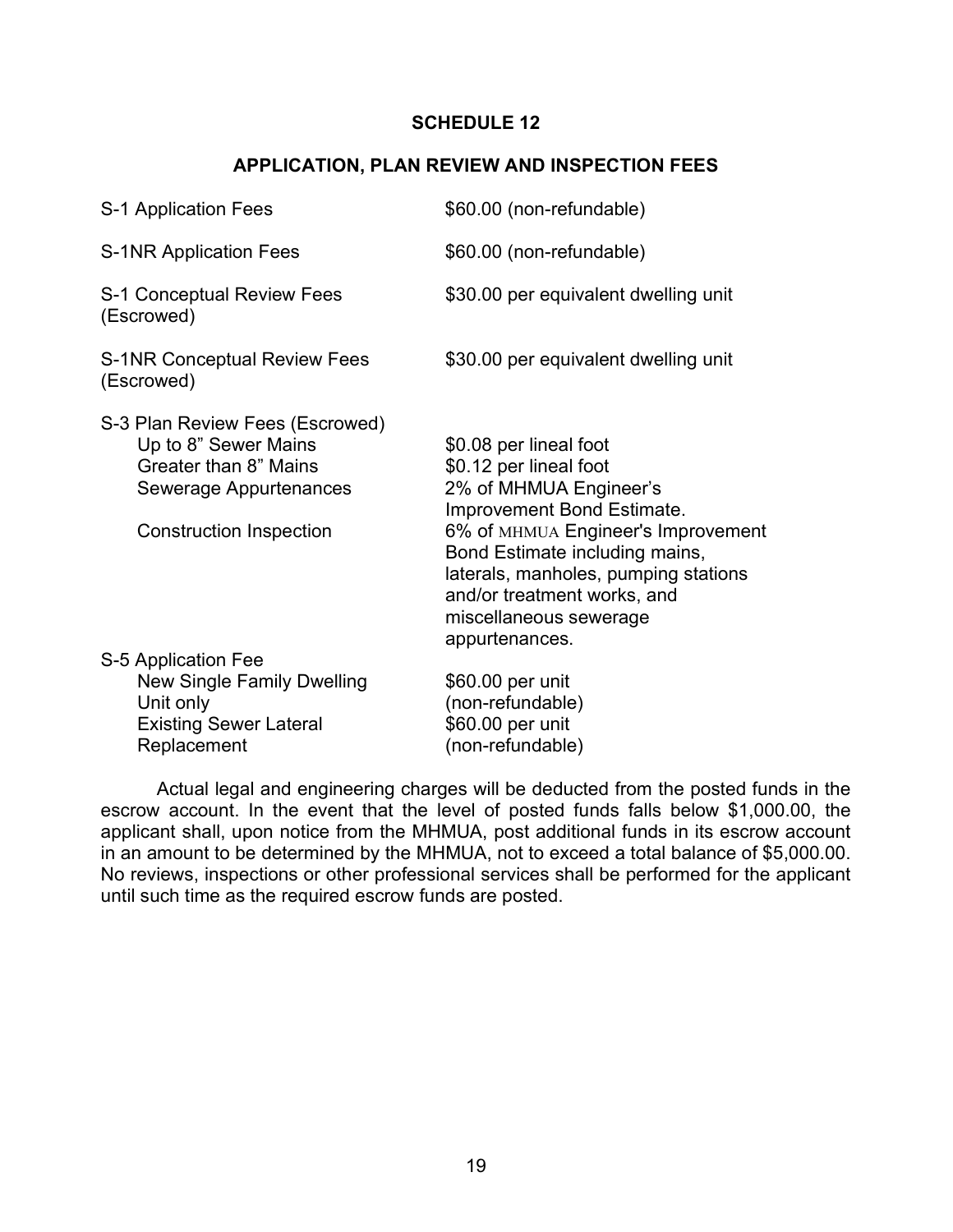## SCHEDULE 12

### APPLICATION, PLAN REVIEW AND INSPECTION FEES

| | |
|---|---|
| S-1 Application Fees | $60.00 (non-refundable) |
| S-1NR Application Fees | $60.00 (non-refundable) |
| S-1 Conceptual Review Fees (Escrowed) | $30.00 per equivalent dwelling unit |
| S-1NR Conceptual Review Fees (Escrowed) | $30.00 per equivalent dwelling unit |
| S-3 Plan Review Fees (Escrowed) | |
| Up to 8" Sewer Mains | $0.08 per lineal foot |
| Greater than 8" Mains | $0.12 per lineal foot |
| Sewerage Appurtenances | 2% of MHMUA Engineer's Improvement Bond Estimate. |
| Construction Inspection | 6% of MHMUA Engineer's Improvement Bond Estimate including mains, laterals, manholes, pumping stations and/or treatment works, and miscellaneous sewerage appurtenances. |
| S-5 Application Fee | |
| New Single Family Dwelling Unit only | $60.00 per unit (non-refundable) |
| Existing Sewer Lateral Replacement | $60.00 per unit (non-refundable) |

Actual legal and engineering charges will be deducted from the posted funds in the escrow account. In the event that the level of posted funds falls below $1,000.00, the applicant shall, upon notice from the MHMUA, post additional funds in its escrow account in an amount to be determined by the MHMUA, not to exceed a total balance of $5,000.00. No reviews, inspections or other professional services shall be performed for the applicant until such time as the required escrow funds are posted.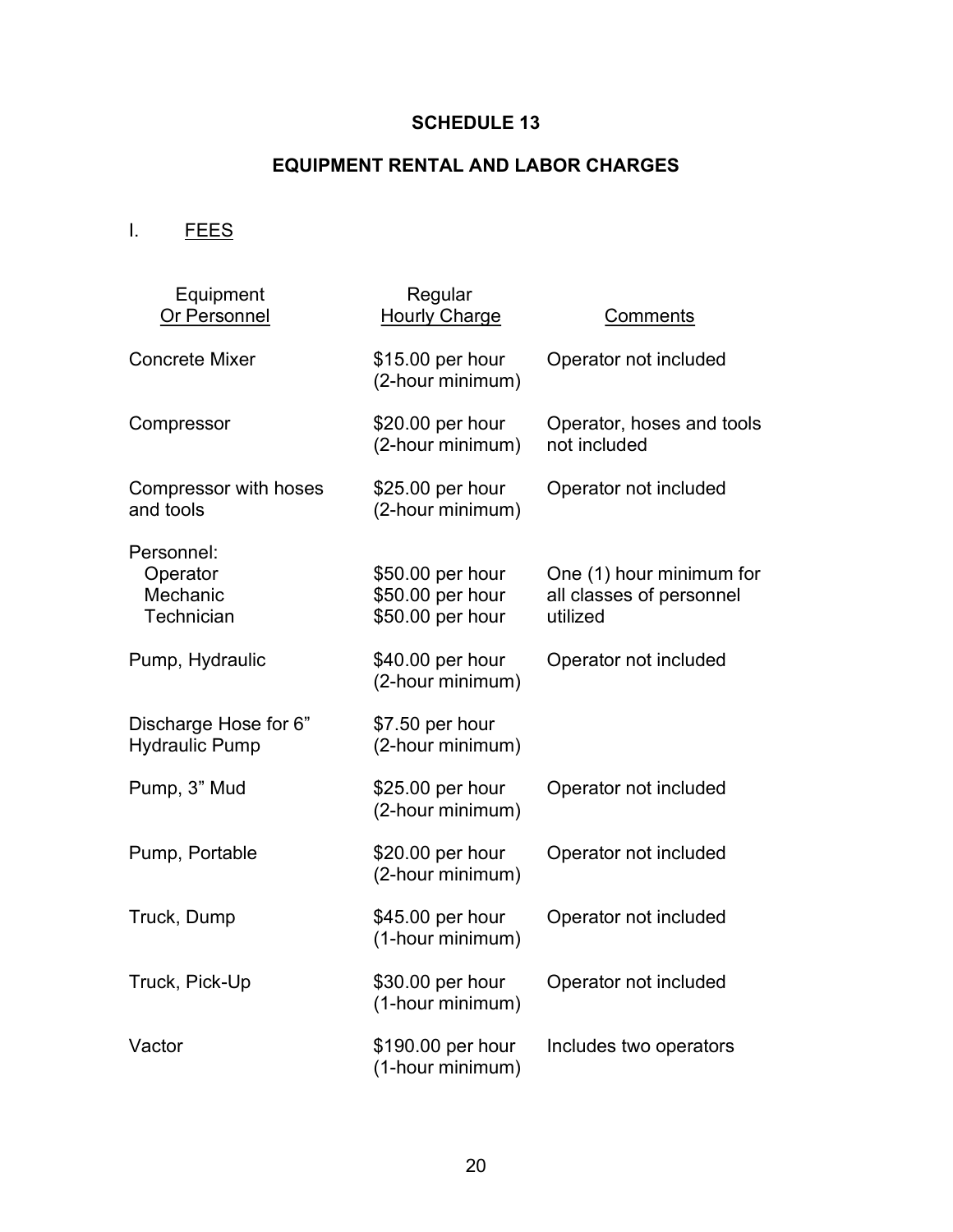# SCHEDULE 13

## EQUIPMENT RENTAL AND LABOR CHARGES

I. FEES

| Equipment Or Personnel | Regular Hourly Charge | Comments |
|---|---|---|
| Concrete Mixer | $15.00 per hour (2-hour minimum) | Operator not included |
| Compressor | $20.00 per hour (2-hour minimum) | Operator, hoses and tools not included |
| Compressor with hoses and tools | $25.00 per hour (2-hour minimum) | Operator not included |
| Personnel: | | |
| Operator | $50.00 per hour | One (1) hour minimum for all classes of personnel utilized |
| Mechanic | $50.00 per hour | |
| Technician | $50.00 per hour | |
| Pump, Hydraulic | $40.00 per hour (2-hour minimum) | Operator not included |
| Discharge Hose for 6" Hydraulic Pump | $7.50 per hour (2-hour minimum) | |
| Pump, 3" Mud | $25.00 per hour (2-hour minimum) | Operator not included |
| Pump, Portable | $20.00 per hour (2-hour minimum) | Operator not included |
| Truck, Dump | $45.00 per hour (1-hour minimum) | Operator not included |
| Truck, Pick-Up | $30.00 per hour (1-hour minimum) | Operator not included |
| Vactor | $190.00 per hour (1-hour minimum) | Includes two operators |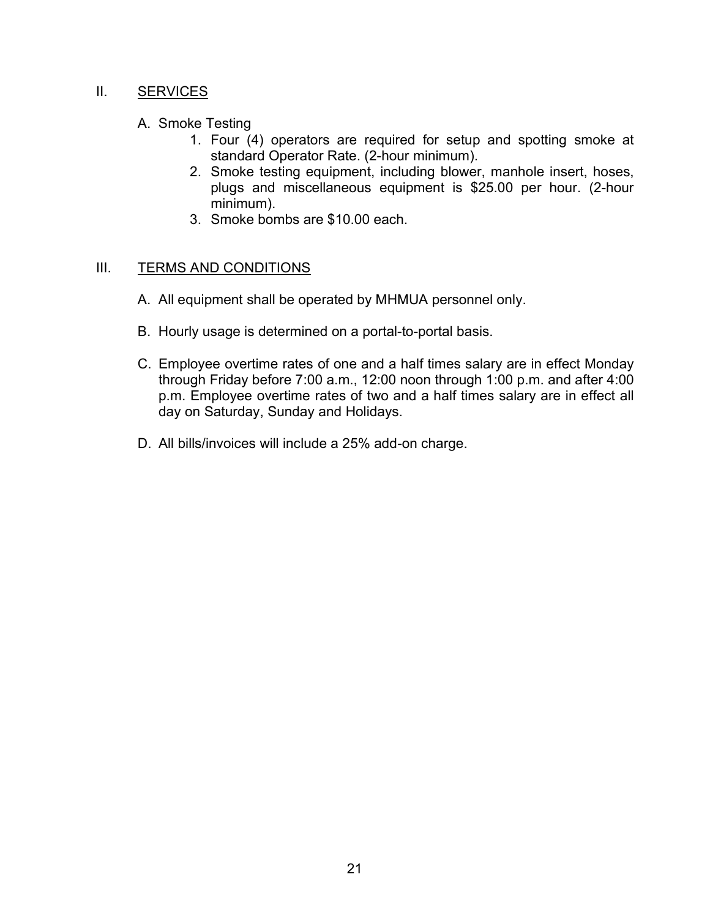## II. SERVICES

A. Smoke Testing

1. Four (4) operators are required for setup and spotting smoke at standard Operator Rate. (2-hour minimum).
2. Smoke testing equipment, including blower, manhole insert, hoses, plugs and miscellaneous equipment is $25.00 per hour. (2-hour minimum).
3. Smoke bombs are $10.00 each.

## III. TERMS AND CONDITIONS

A. All equipment shall be operated by MHMUA personnel only.

B. Hourly usage is determined on a portal-to-portal basis.

C. Employee overtime rates of one and a half times salary are in effect Monday through Friday before 7:00 a.m., 12:00 noon through 1:00 p.m. and after 4:00 p.m. Employee overtime rates of two and a half times salary are in effect all day on Saturday, Sunday and Holidays.

D. All bills/invoices will include a 25% add-on charge.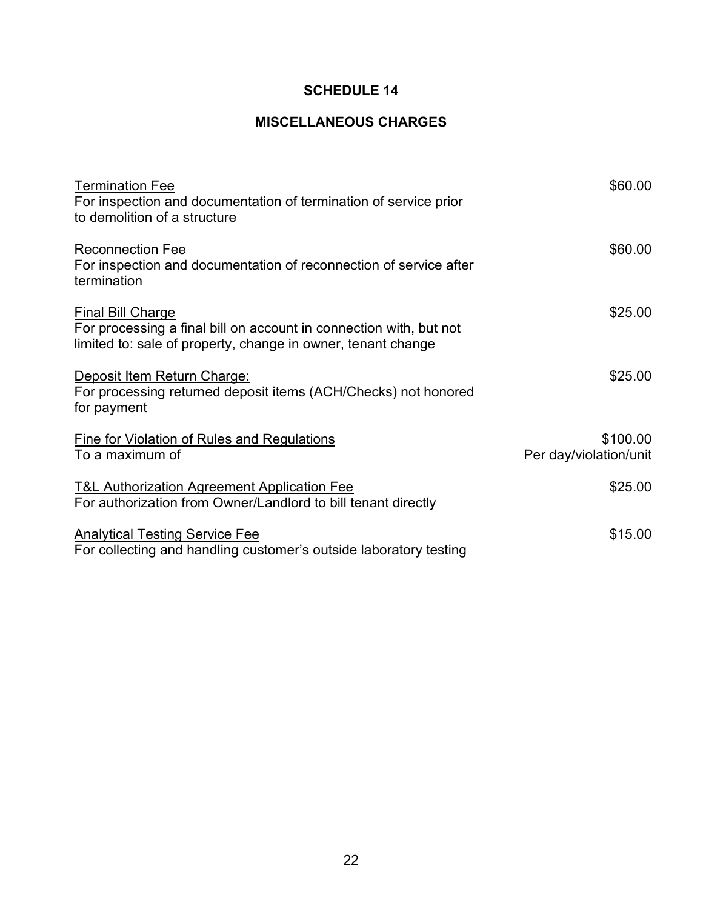# SCHEDULE 14

## MISCELLANEOUS CHARGES

| | |
|---|---|
| <u>Termination Fee</u><br>For inspection and documentation of termination of service prior to demolition of a structure | $60.00 |
| <u>Reconnection Fee</u><br>For inspection and documentation of reconnection of service after termination | $60.00 |
| <u>Final Bill Charge</u><br>For processing a final bill on account in connection with, but not limited to: sale of property, change in owner, tenant change | $25.00 |
| <u>Deposit Item Return Charge:</u><br>For processing returned deposit items (ACH/Checks) not honored for payment | $25.00 |
| <u>Fine for Violation of Rules and Regulations</u><br>To a maximum of | $100.00<br>Per day/violation/unit |
| <u>T&L Authorization Agreement Application Fee</u><br>For authorization from Owner/Landlord to bill tenant directly | $25.00 |
| <u>Analytical Testing Service Fee</u><br>For collecting and handling customer's outside laboratory testing | $15.00 |